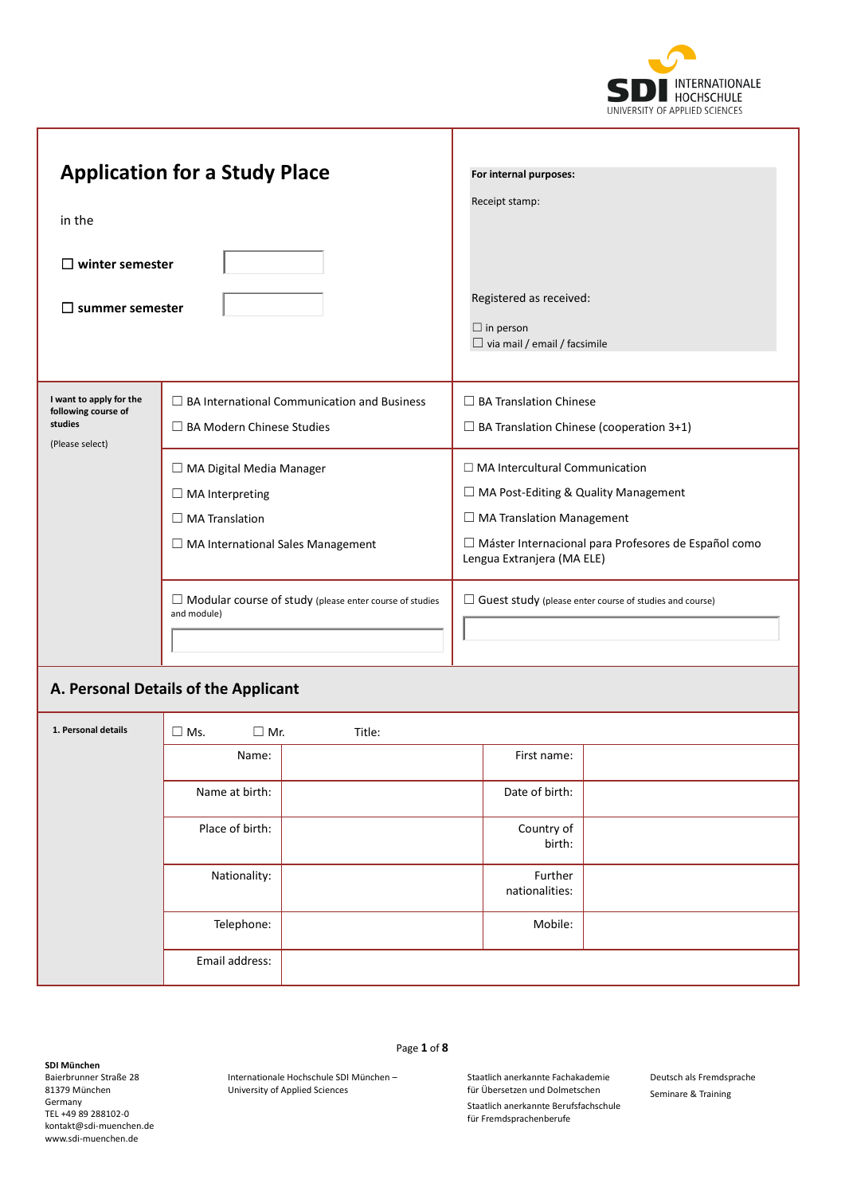SDI INTERNATIONALE HOCHSCHULE
UNIVERSITY OF APPLIED SCIENCES

# Application for a Study Place

in the

☐ **winter semester**

☐ **summer semester**

**For internal purposes:**

Receipt stamp:

Registered as received:

☐ in person
☐ via mail / email / facsimile

| **I want to apply for the following course of studies** (Please select) | | |
|---|---|---|
| | ☐ BA International Communication and Business | ☐ BA Translation Chinese |
| | ☐ BA Modern Chinese Studies | ☐ BA Translation Chinese (cooperation 3+1) |
| | ☐ MA Digital Media Manager | ☐ MA Intercultural Communication |
| | ☐ MA Interpreting | ☐ MA Post-Editing & Quality Management |
| | ☐ MA Translation | ☐ MA Translation Management |
| | ☐ MA International Sales Management | ☐ Máster Internacional para Profesores de Español como Lengua Extranjera (MA ELE) |
| | ☐ Modular course of study (please enter course of studies and module) | ☐ Guest study (please enter course of studies and course) |

## A. Personal Details of the Applicant

| **1. Personal details** | ☐ Ms. ☐ Mr. Title: | | | |
|---|---|---|---|---|
| | Name: | | First name: | |
| | Name at birth: | | Date of birth: | |
| | Place of birth: | | Country of birth: | |
| | Nationality: | | Further nationalities: | |
| | Telephone: | | Mobile: | |
| | Email address: | | | |

**SDI München**
Baierbrunner Straße 28
81379 München
Germany
TEL +49 89 288102-0
kontakt@sdi-muenchen.de
www.sdi-muenchen.de

Internationale Hochschule SDI München – University of Applied Sciences

Staatlich anerkannte Fachakademie für Übersetzen und Dolmetschen
Staatlich anerkannte Berufsfachschule für Fremdsprachenberufe

Deutsch als Fremdsprache
Seminare & Training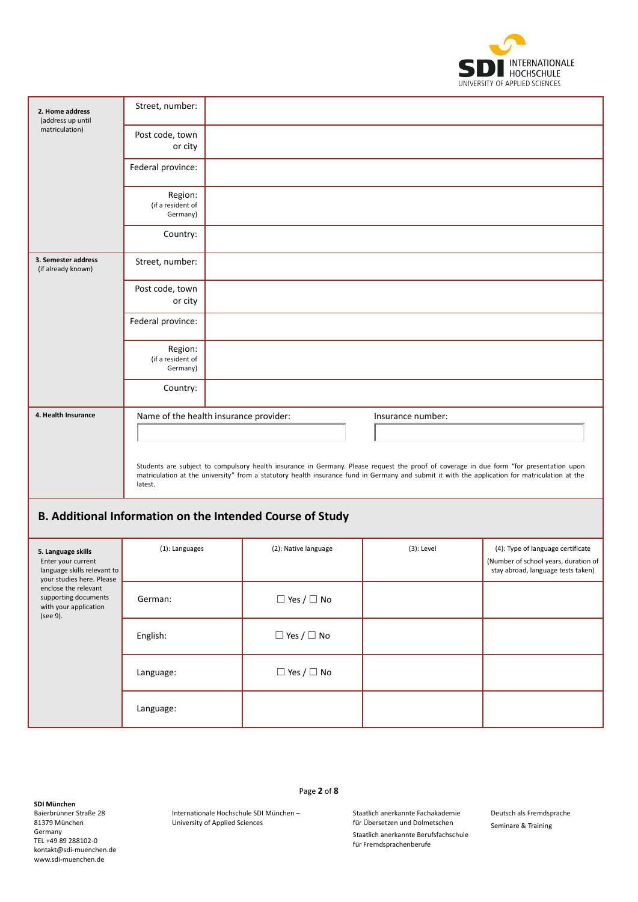| | | |
|---|---|---|
| **2. Home address** (address up until matriculation) | Street, number: | |
| | Post code, town or city | |
| | Federal province: | |
| | Region: (if a resident of Germany) | |
| | Country: | |
| **3. Semester address** (if already known) | Street, number: | |
| | Post code, town or city | |
| | Federal province: | |
| | Region: (if a resident of Germany) | |
| | Country: | |

| | |
|---|---|
| **4. Health Insurance** | Name of the health insurance provider: ☐ Insurance number: ☐ |
| | Students are subject to compulsory health insurance in Germany. Please request the proof of coverage in due form "for presentation upon matriculation at the university" from a statutory health insurance fund in Germany and submit it with the application for matriculation at the latest. |

## B. Additional Information on the Intended Course of Study

| **5. Language skills** Enter your current language skills relevant to your studies here. Please enclose the relevant supporting documents with your application (see 9). | (1): Languages | (2): Native language | (3): Level | (4): Type of language certificate (Number of school years, duration of stay abroad, language tests taken) |
|---|---|---|---|---|
| | German: | ☐ Yes / ☐ No | | |
| | English: | ☐ Yes / ☐ No | | |
| | Language: | ☐ Yes / ☐ No | | |
| | Language: | | | |

**SDI München**
Baierbrunner Straße 28
81379 München
Germany
TEL +49 89 288102-0
kontakt@sdi-muenchen.de
www.sdi-muenchen.de

Internationale Hochschule SDI München – University of Applied Sciences

Staatlich anerkannte Fachakademie für Übersetzen und Dolmetschen
Staatlich anerkannte Berufsfachschule für Fremdsprachenberufe

Deutsch als Fremdsprache
Seminare & Training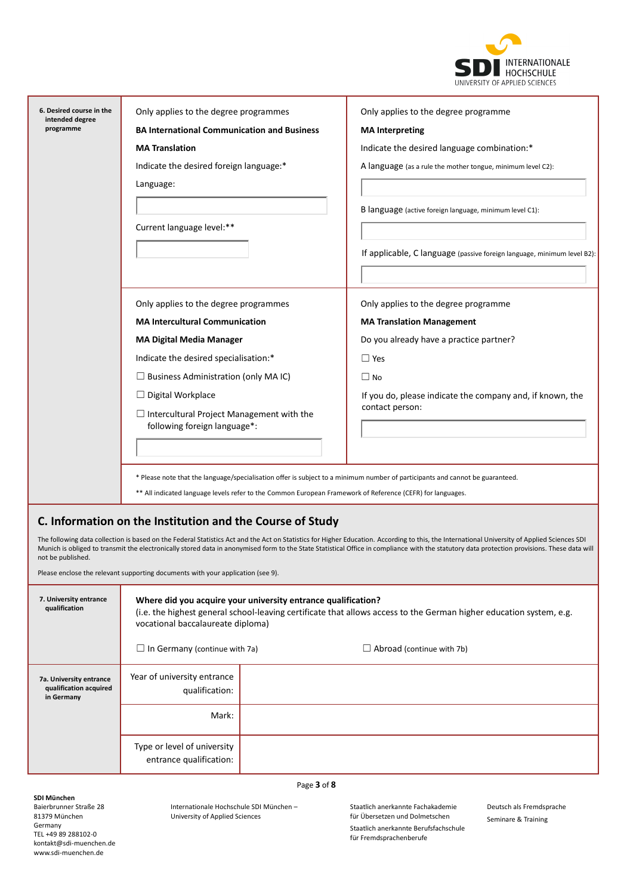**6. Desired course in the intended degree programme**

Only applies to the degree programmes

**BA International Communication and Business**

**MA Translation**

Indicate the desired foreign language:*

Language:

Current language level:**

Only applies to the degree programme

**MA Interpreting**

Indicate the desired language combination:*

A language (as a rule the mother tongue, minimum level C2):

B language (active foreign language, minimum level C1):

If applicable, C language (passive foreign language, minimum level B2):

Only applies to the degree programmes

**MA Intercultural Communication**

**MA Digital Media Manager**

Indicate the desired specialisation:*

☐ Business Administration (only MA IC)

☐ Digital Workplace

☐ Intercultural Project Management with the following foreign language*:

Only applies to the degree programme

**MA Translation Management**

Do you already have a practice partner?

☐ Yes

☐ No

If you do, please indicate the company and, if known, the contact person:

* Please note that the language/specialisation offer is subject to a minimum number of participants and cannot be guaranteed.

** All indicated language levels refer to the Common European Framework of Reference (CEFR) for languages.

## C. Information on the Institution and the Course of Study

The following data collection is based on the Federal Statistics Act and the Act on Statistics for Higher Education. According to this, the International University of Applied Sciences SDI Munich is obliged to transmit the electronically stored data in anonymised form to the State Statistical Office in compliance with the statutory data protection provisions. These data will not be published.

Please enclose the relevant supporting documents with your application (see 9).

**7. University entrance qualification**

**Where did you acquire your university entrance qualification?**
(i.e. the highest general school-leaving certificate that allows access to the German higher education system, e.g. vocational baccalaureate diploma)

☐ In Germany (continue with 7a) ☐ Abroad (continue with 7b)

**7a. University entrance qualification acquired in Germany**

| | |
|---|---|
| Year of university entrance qualification: | |
| Mark: | |
| Type or level of university entrance qualification: | |

**SDI München**
Baierbrunner Straße 28
81379 München
Germany
TEL +49 89 288102-0
kontakt@sdi-muenchen.de
www.sdi-muenchen.de

Internationale Hochschule SDI München – University of Applied Sciences

Staatlich anerkannte Fachakademie für Übersetzen und Dolmetschen
Staatlich anerkannte Berufsfachschule für Fremdsprachenberufe

Deutsch als Fremdsprache
Seminare & Training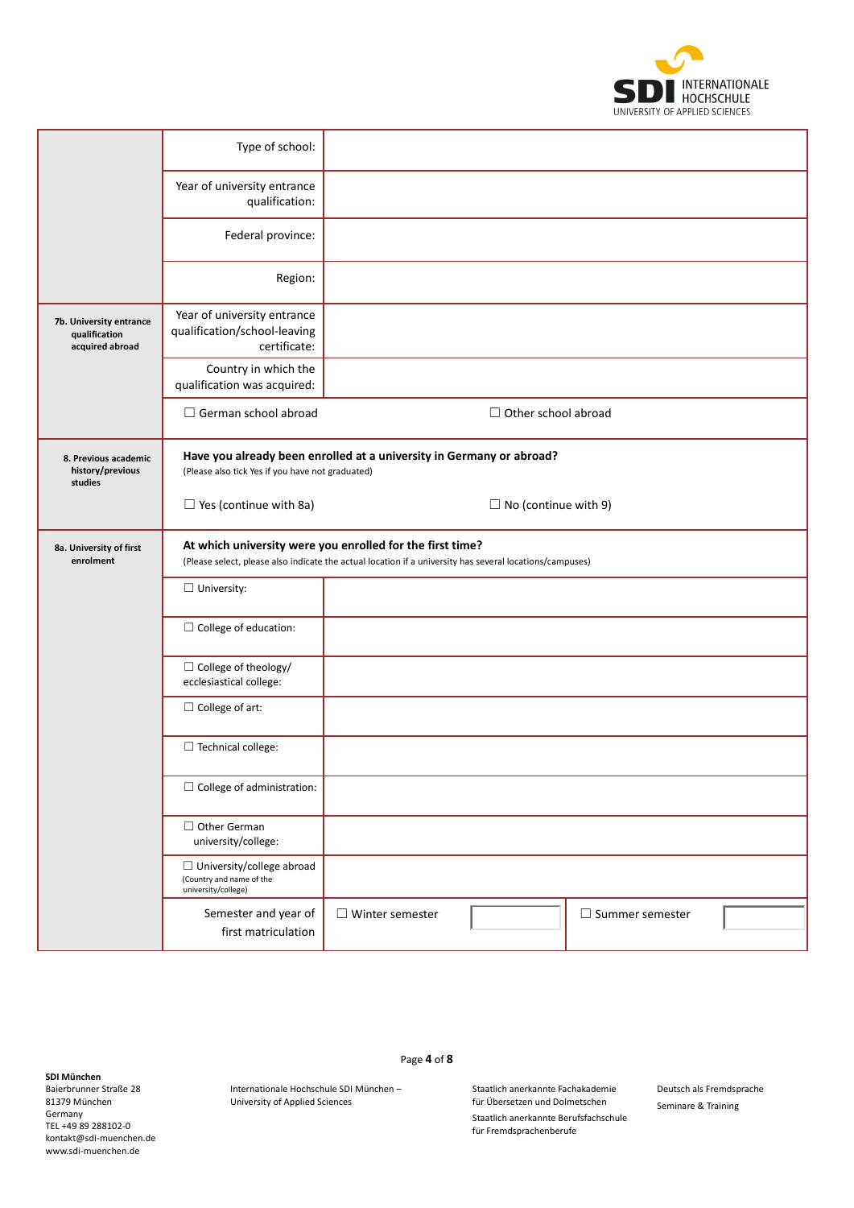| | | |
|---|---|---|
| | Type of school: | |
| | Year of university entrance qualification: | |
| | Federal province: | |
| | Region: | |
| **7b. University entrance qualification acquired abroad** | Year of university entrance qualification/school-leaving certificate: | |
| | Country in which the qualification was acquired: | |
| | ☐ German school abroad | ☐ Other school abroad |
| **8. Previous academic history/previous studies** | **Have you already been enrolled at a university in Germany or abroad?** (Please also tick Yes if you have not graduated) | |
| | ☐ Yes (continue with 8a) | ☐ No (continue with 9) |
| **8a. University of first enrolment** | **At which university were you enrolled for the first time?** (Please select, please also indicate the actual location if a university has several locations/campuses) | |
| | ☐ University: | |
| | ☐ College of education: | |
| | ☐ College of theology/ ecclesiastical college: | |
| | ☐ College of art: | |
| | ☐ Technical college: | |
| | ☐ College of administration: | |
| | ☐ Other German university/college: | |
| | ☐ University/college abroad (Country and name of the university/college) | |
| | Semester and year of first matriculation | ☐ Winter semester ___ ☐ Summer semester ___ |

**SDI München**
Baierbrunner Straße 28
81379 München
Germany
TEL +49 89 288102-0
kontakt@sdi-muenchen.de
www.sdi-muenchen.de

Internationale Hochschule SDI München – University of Applied Sciences

Staatlich anerkannte Fachakademie für Übersetzen und Dolmetschen
Staatlich anerkannte Berufsfachschule für Fremdsprachenberufe

Deutsch als Fremdsprache
Seminare & Training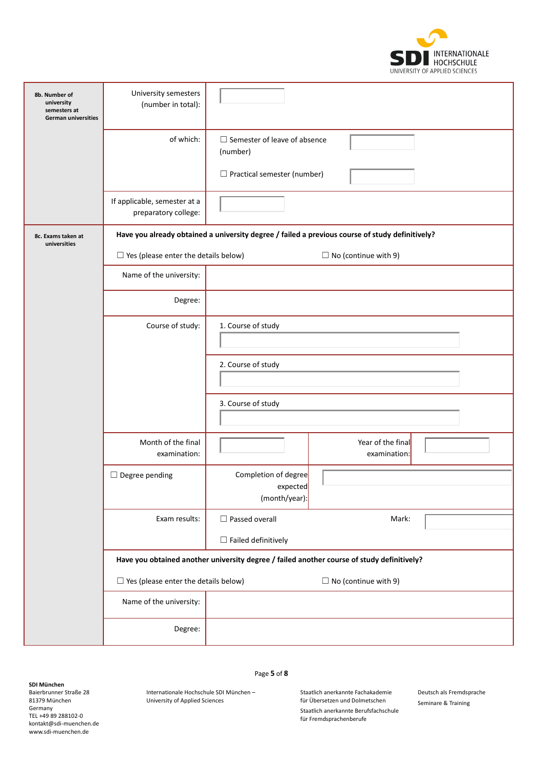| | | | | |
|---|---|---|---|---|
| **8b. Number of university semesters at German universities** | University semesters (number in total): | | | |
| | of which: | ☐ Semester of leave of absence (number) | | |
| | | ☐ Practical semester (number) | | |
| | If applicable, semester at a preparatory college: | | | |
| **8c. Exams taken at universities** | **Have you already obtained a university degree / failed a previous course of study definitively?** | | | |
| | ☐ Yes (please enter the details below) | | ☐ No (continue with 9) | |
| | Name of the university: | | | |
| | Degree: | | | |
| | Course of study: | 1. Course of study | | |
| | | 2. Course of study | | |
| | | 3. Course of study | | |
| | Month of the final examination: | | Year of the final examination: | |
| | ☐ Degree pending | Completion of degree expected (month/year): | | |
| | Exam results: | ☐ Passed overall | Mark: | |
| | | ☐ Failed definitively | | |
| | **Have you obtained another university degree / failed another course of study definitively?** | | | |
| | ☐ Yes (please enter the details below) | | ☐ No (continue with 9) | |
| | Name of the university: | | | |
| | Degree: | | | |

**SDI München**
Baierbrunner Straße 28
81379 München
Germany
TEL +49 89 288102-0
kontakt@sdi-muenchen.de
www.sdi-muenchen.de

Internationale Hochschule SDI München – University of Applied Sciences

Staatlich anerkannte Fachakademie für Übersetzen und Dolmetschen
Staatlich anerkannte Berufsfachschule für Fremdsprachenberufe

Deutsch als Fremdsprache
Seminare & Training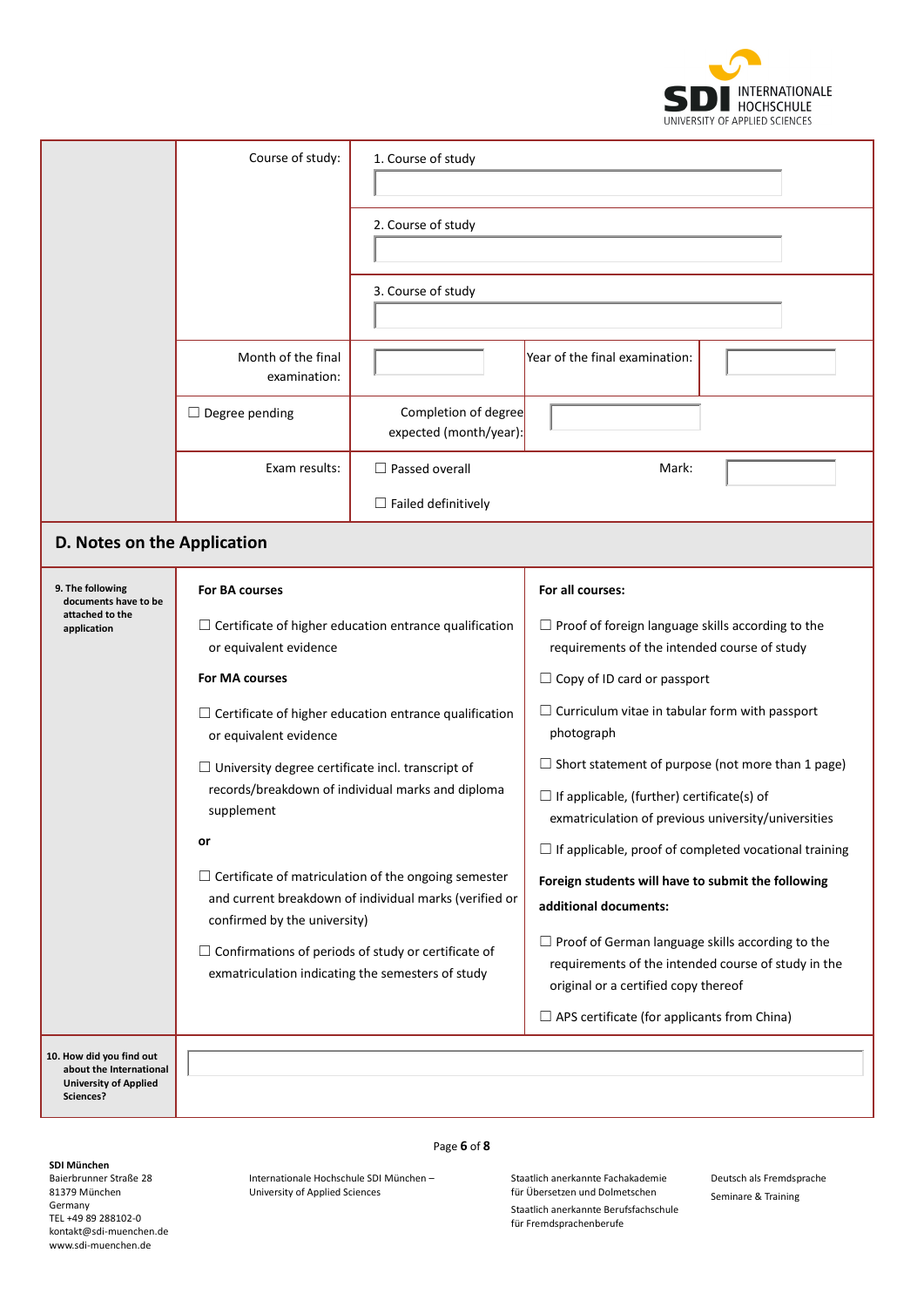| | Course of study: | 1. Course of study | | |
|---|---|---|---|---|
| | | 2. Course of study | | |
| | | 3. Course of study | | |
| | Month of the final examination: | | Year of the final examination: | |
| | ☐ Degree pending | Completion of degree expected (month/year): | | |
| | Exam results: | ☐ Passed overall<br><br>☐ Failed definitively | Mark: | |

## D. Notes on the Application

| | | |
|---|---|---|
| **9. The following documents have to be attached to the application** | **For BA courses**<br><br>☐ Certificate of higher education entrance qualification or equivalent evidence<br><br>**For MA courses**<br><br>☐ Certificate of higher education entrance qualification or equivalent evidence<br><br>☐ University degree certificate incl. transcript of records/breakdown of individual marks and diploma supplement<br><br>**or**<br><br>☐ Certificate of matriculation of the ongoing semester and current breakdown of individual marks (verified or confirmed by the university)<br><br>☐ Confirmations of periods of study or certificate of exmatriculation indicating the semesters of study | **For all courses:**<br><br>☐ Proof of foreign language skills according to the requirements of the intended course of study<br><br>☐ Copy of ID card or passport<br><br>☐ Curriculum vitae in tabular form with passport photograph<br><br>☐ Short statement of purpose (not more than 1 page)<br><br>☐ If applicable, (further) certificate(s) of exmatriculation of previous university/universities<br><br>☐ If applicable, proof of completed vocational training<br><br>**Foreign students will have to submit the following additional documents:**<br><br>☐ Proof of German language skills according to the requirements of the intended course of study in the original or a certified copy thereof<br><br>☐ APS certificate (for applicants from China) |
| **10. How did you find out about the International University of Applied Sciences?** | | |

**SDI München**
Baierbrunner Straße 28
81379 München
Germany
TEL +49 89 288102-0
kontakt@sdi-muenchen.de
www.sdi-muenchen.de

Internationale Hochschule SDI München – University of Applied Sciences

Staatlich anerkannte Fachakademie für Übersetzen und Dolmetschen
Staatlich anerkannte Berufsfachschule für Fremdsprachenberufe

Deutsch als Fremdsprache
Seminare & Training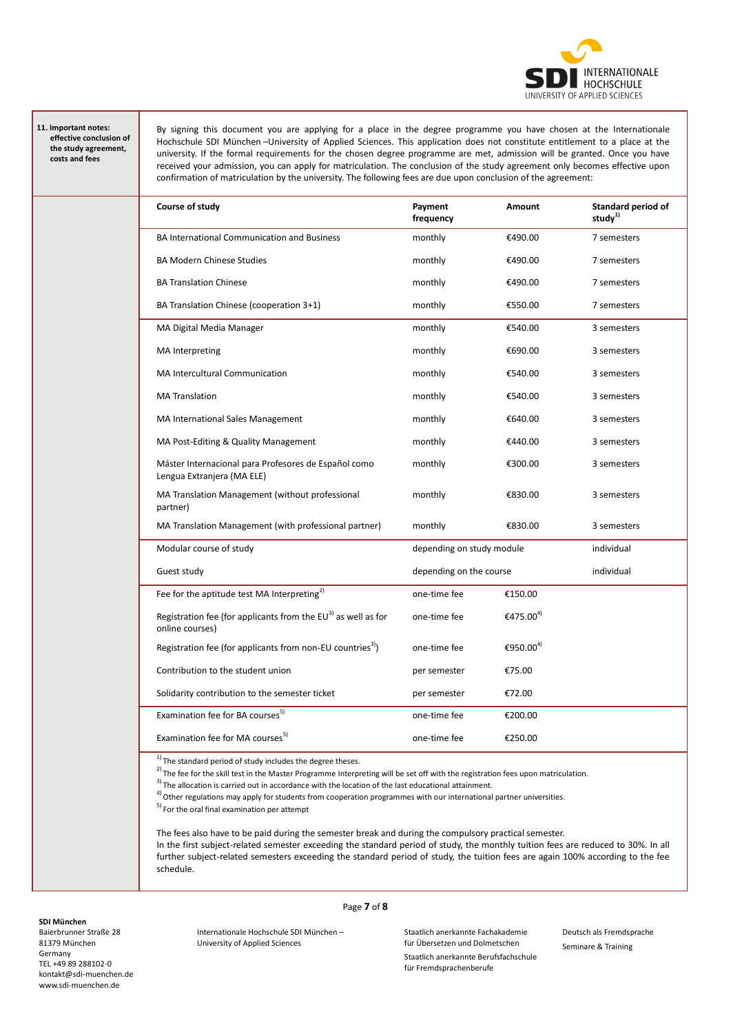**11. Important notes: effective conclusion of the study agreement, costs and fees**

By signing this document you are applying for a place in the degree programme you have chosen at the Internationale Hochschule SDI München –University of Applied Sciences. This application does not constitute entitlement to a place at the university. If the formal requirements for the chosen degree programme are met, admission will be granted. Once you have received your admission, you can apply for matriculation. The conclusion of the study agreement only becomes effective upon confirmation of matriculation by the university. The following fees are due upon conclusion of the agreement:

| Course of study | Payment frequency | Amount | Standard period of study[1] |
|---|---|---|---|
| BA International Communication and Business | monthly | €490.00 | 7 semesters |
| BA Modern Chinese Studies | monthly | €490.00 | 7 semesters |
| BA Translation Chinese | monthly | €490.00 | 7 semesters |
| BA Translation Chinese (cooperation 3+1) | monthly | €550.00 | 7 semesters |
| MA Digital Media Manager | monthly | €540.00 | 3 semesters |
| MA Interpreting | monthly | €690.00 | 3 semesters |
| MA Intercultural Communication | monthly | €540.00 | 3 semesters |
| MA Translation | monthly | €540.00 | 3 semesters |
| MA International Sales Management | monthly | €640.00 | 3 semesters |
| MA Post-Editing & Quality Management | monthly | €440.00 | 3 semesters |
| Máster Internacional para Profesores de Español como Lengua Extranjera (MA ELE) | monthly | €300.00 | 3 semesters |
| MA Translation Management (without professional partner) | monthly | €830.00 | 3 semesters |
| MA Translation Management (with professional partner) | monthly | €830.00 | 3 semesters |
| Modular course of study | depending on study module | | individual |
| Guest study | depending on the course | | individual |
| Fee for the aptitude test MA Interpreting[2] | one-time fee | €150.00 | |
| Registration fee (for applicants from the EU[3] as well as for online courses) | one-time fee | €475.00[4] | |
| Registration fee (for applicants from non-EU countries[3]) | one-time fee | €950.00[4] | |
| Contribution to the student union | per semester | €75.00 | |
| Solidarity contribution to the semester ticket | per semester | €72.00 | |
| Examination fee for BA courses[5] | one-time fee | €200.00 | |
| Examination fee for MA courses[5] | one-time fee | €250.00 | |

[1] The standard period of study includes the degree theses.
[2] The fee for the skill test in the Master Programme Interpreting will be set off with the registration fees upon matriculation.
[3] The allocation is carried out in accordance with the location of the last educational attainment.
[4] Other regulations may apply for students from cooperation programmes with our international partner universities.
[5] For the oral final examination per attempt

The fees also have to be paid during the semester break and during the compulsory practical semester.
In the first subject-related semester exceeding the standard period of study, the monthly tuition fees are reduced to 30%. In all further subject-related semesters exceeding the standard period of study, the tuition fees are again 100% according to the fee schedule.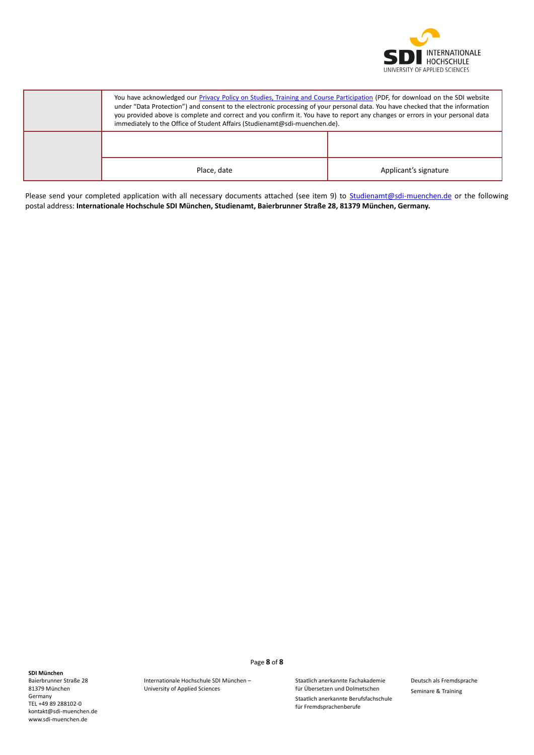| | | |
|---|---|---|
| | You have acknowledged our [Privacy Policy on Studies, Training and Course Participation] (PDF, for download on the SDI website under "Data Protection") and consent to the electronic processing of your personal data. You have checked that the information you provided above is complete and correct and you confirm it. You have to report any changes or errors in your personal data immediately to the Office of Student Affairs (Studienamt@sdi-muenchen.de). | |
| | | |
| | Place, date | Applicant's signature |

Please send your completed application with all necessary documents attached (see item 9) to Studienamt@sdi-muenchen.de or the following postal address: **Internationale Hochschule SDI München, Studienamt, Baierbrunner Straße 28, 81379 München, Germany.**